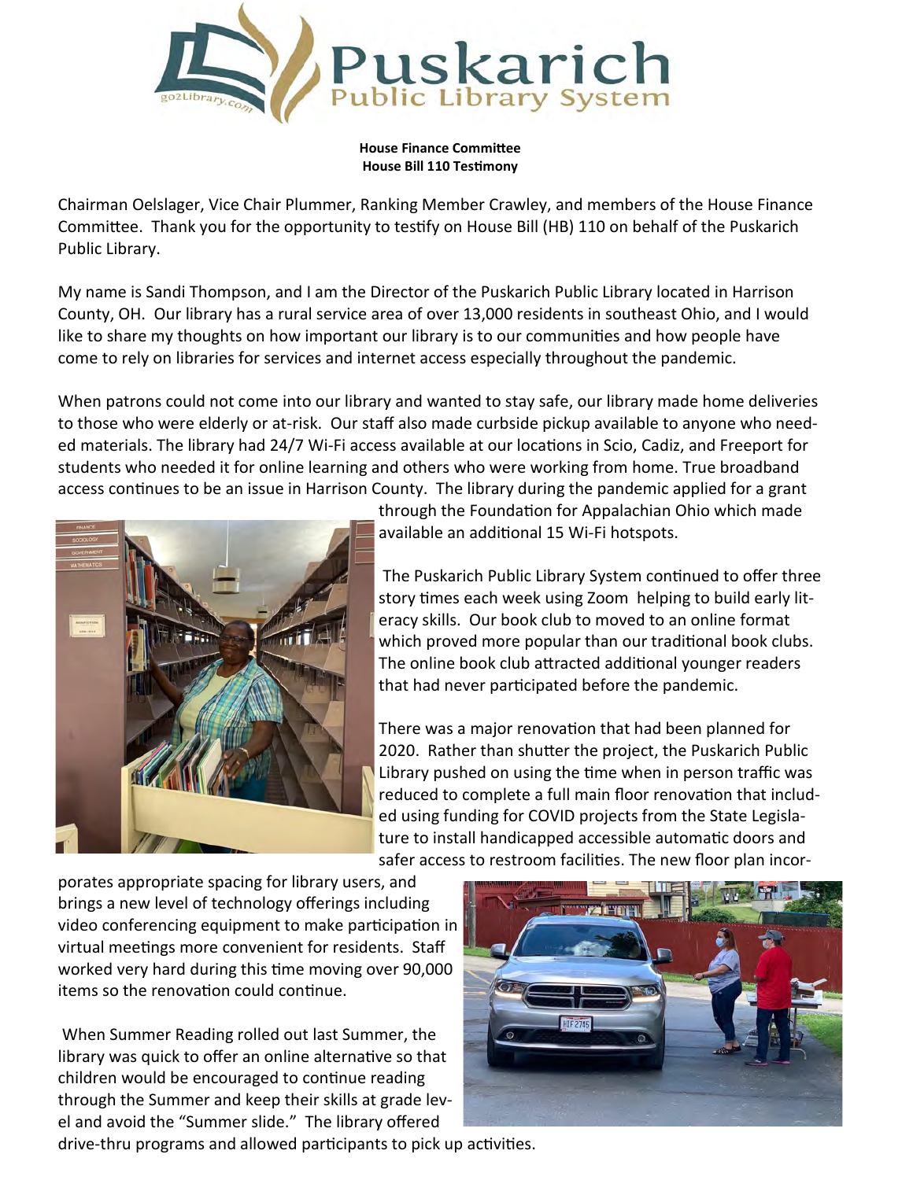**House Finance Committee**
**House Bill 110 Testimony**

Chairman Oelslager, Vice Chair Plummer, Ranking Member Crawley, and members of the House Finance Committee. Thank you for the opportunity to testify on House Bill (HB) 110 on behalf of the Puskarich Public Library.

My name is Sandi Thompson, and I am the Director of the Puskarich Public Library located in Harrison County, OH. Our library has a rural service area of over 13,000 residents in southeast Ohio, and I would like to share my thoughts on how important our library is to our communities and how people have come to rely on libraries for services and internet access especially throughout the pandemic.

When patrons could not come into our library and wanted to stay safe, our library made home deliveries to those who were elderly or at-risk. Our staff also made curbside pickup available to anyone who needed materials. The library had 24/7 Wi-Fi access available at our locations in Scio, Cadiz, and Freeport for students who needed it for online learning and others who were working from home. True broadband access continues to be an issue in Harrison County. The library during the pandemic applied for a grant through the Foundation for Appalachian Ohio which made available an additional 15 Wi-Fi hotspots.

The Puskarich Public Library System continued to offer three story times each week using Zoom helping to build early literacy skills. Our book club to moved to an online format which proved more popular than our traditional book clubs. The online book club attracted additional younger readers that had never participated before the pandemic.

There was a major renovation that had been planned for 2020. Rather than shutter the project, the Puskarich Public Library pushed on using the time when in person traffic was reduced to complete a full main floor renovation that included using funding for COVID projects from the State Legislature to install handicapped accessible automatic doors and safer access to restroom facilities. The new floor plan incorporates appropriate spacing for library users, and brings a new level of technology offerings including video conferencing equipment to make participation in virtual meetings more convenient for residents. Staff worked very hard during this time moving over 90,000 items so the renovation could continue.

When Summer Reading rolled out last Summer, the library was quick to offer an online alternative so that children would be encouraged to continue reading through the Summer and keep their skills at grade level and avoid the "Summer slide." The library offered drive-thru programs and allowed participants to pick up activities.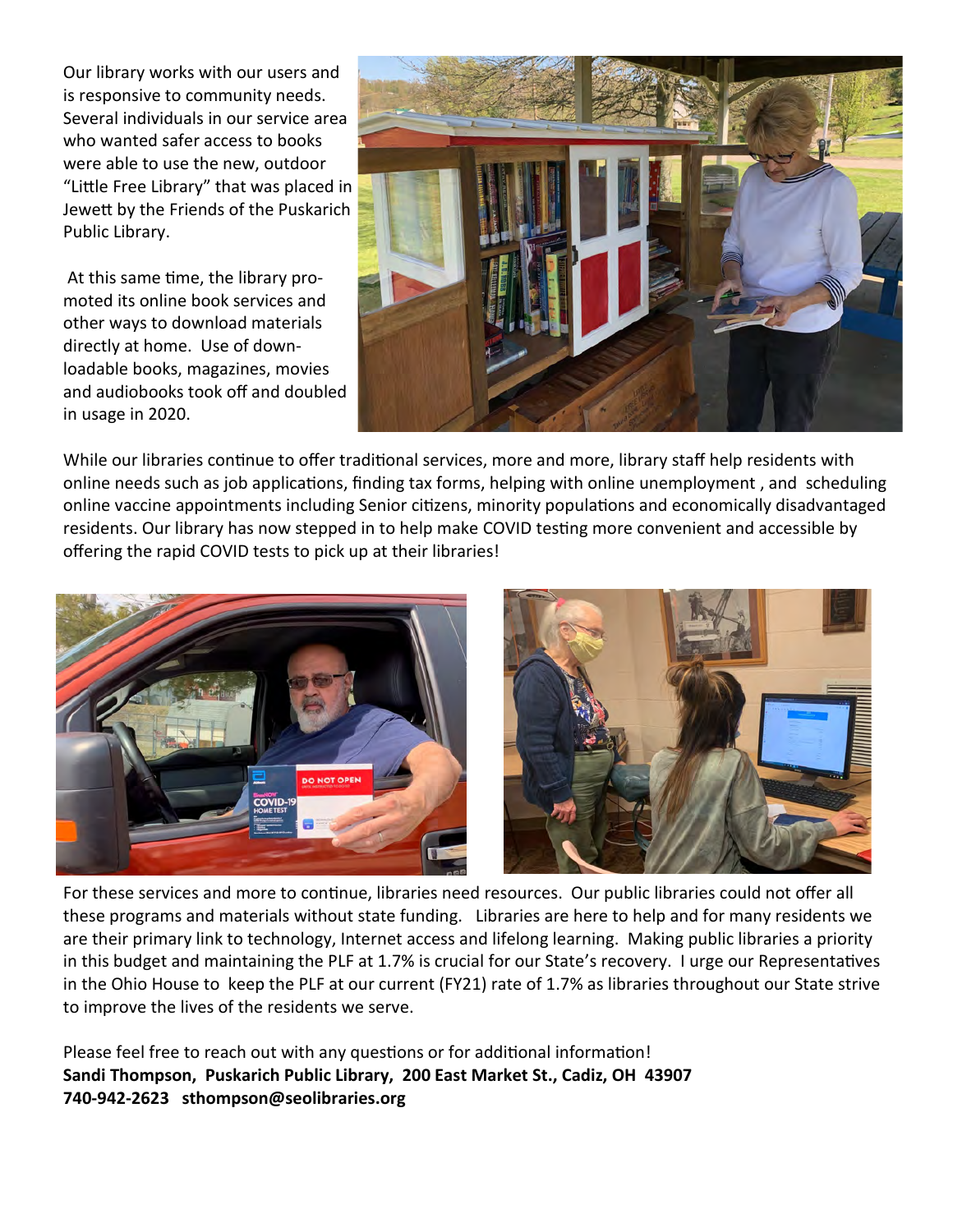Our library works with our users and is responsive to community needs. Several individuals in our service area who wanted safer access to books were able to use the new, outdoor "Little Free Library" that was placed in Jewett by the Friends of the Puskarich Public Library.

At this same time, the library promoted its online book services and other ways to download materials directly at home. Use of downloadable books, magazines, movies and audiobooks took off and doubled in usage in 2020.

While our libraries continue to offer traditional services, more and more, library staff help residents with online needs such as job applications, finding tax forms, helping with online unemployment , and scheduling online vaccine appointments including Senior citizens, minority populations and economically disadvantaged residents. Our library has now stepped in to help make COVID testing more convenient and accessible by offering the rapid COVID tests to pick up at their libraries!

For these services and more to continue, libraries need resources. Our public libraries could not offer all these programs and materials without state funding. Libraries are here to help and for many residents we are their primary link to technology, Internet access and lifelong learning. Making public libraries a priority in this budget and maintaining the PLF at 1.7% is crucial for our State's recovery. I urge our Representatives in the Ohio House to keep the PLF at our current (FY21) rate of 1.7% as libraries throughout our State strive to improve the lives of the residents we serve.

Please feel free to reach out with any questions or for additional information!
**Sandi Thompson, Puskarich Public Library, 200 East Market St., Cadiz, OH 43907**
**740-942-2623 sthompson@seolibraries.org**